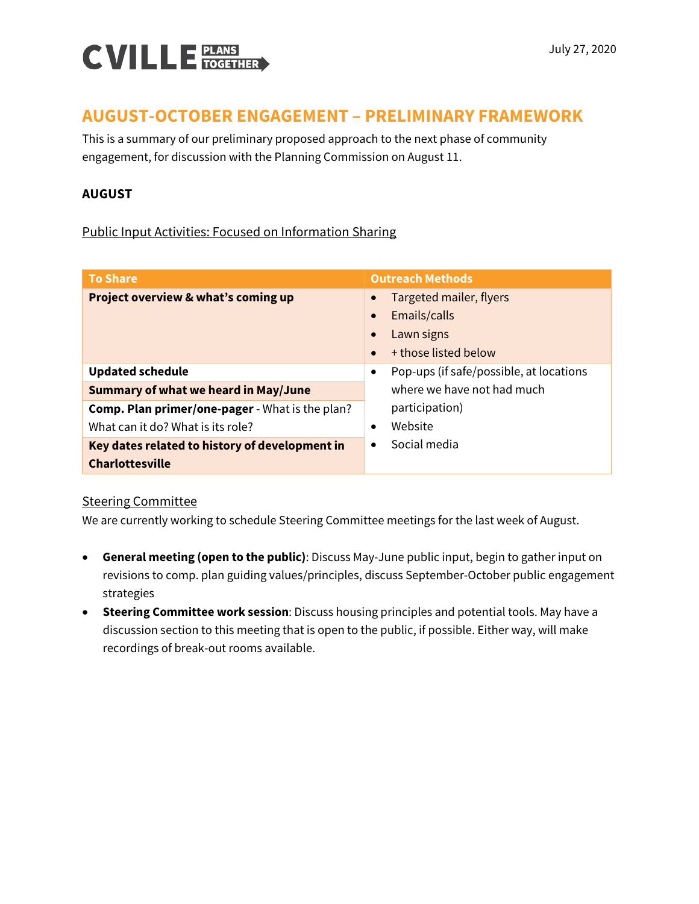CVILLE PLANS TOGETHER

July 27, 2020

# AUGUST-OCTOBER ENGAGEMENT – PRELIMINARY FRAMEWORK

This is a summary of our preliminary proposed approach to the next phase of community engagement, for discussion with the Planning Commission on August 11.

## AUGUST

Public Input Activities: Focused on Information Sharing

| To Share | Outreach Methods |
|---|---|
| **Project overview & what's coming up** | • Targeted mailer, flyers<br>• Emails/calls<br>• Lawn signs<br>• + those listed below |
| **Updated schedule** | • Pop-ups (if safe/possible, at locations where we have not had much participation)<br>• Website<br>• Social media |
| **Summary of what we heard in May/June** | |
| **Comp. Plan primer/one-pager** - What is the plan? What can it do? What is its role? | |
| **Key dates related to history of development in Charlottesville** | |

Steering Committee

We are currently working to schedule Steering Committee meetings for the last week of August.

- **General meeting (open to the public)**: Discuss May-June public input, begin to gather input on revisions to comp. plan guiding values/principles, discuss September-October public engagement strategies
- **Steering Committee work session**: Discuss housing principles and potential tools. May have a discussion section to this meeting that is open to the public, if possible. Either way, will make recordings of break-out rooms available.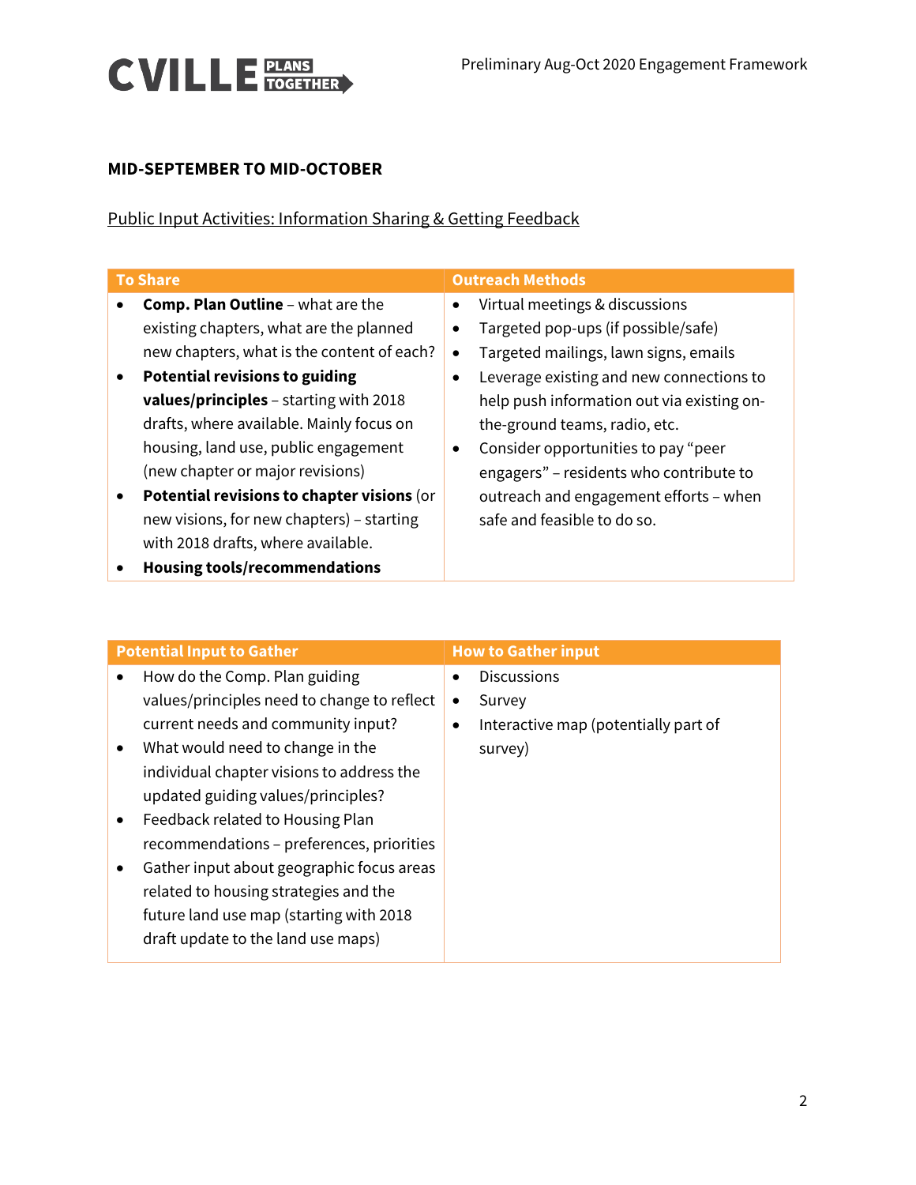## MID-SEPTEMBER TO MID-OCTOBER

Public Input Activities: Information Sharing & Getting Feedback

| To Share | Outreach Methods |
| --- | --- |
| • **Comp. Plan Outline** – what are the existing chapters, what are the planned new chapters, what is the content of each?<br>• **Potential revisions to guiding values/principles** – starting with 2018 drafts, where available. Mainly focus on housing, land use, public engagement (new chapter or major revisions)<br>• **Potential revisions to chapter visions** (or new visions, for new chapters) – starting with 2018 drafts, where available.<br>• **Housing tools/recommendations** | • Virtual meetings & discussions<br>• Targeted pop-ups (if possible/safe)<br>• Targeted mailings, lawn signs, emails<br>• Leverage existing and new connections to help push information out via existing on-the-ground teams, radio, etc.<br>• Consider opportunities to pay "peer engagers" – residents who contribute to outreach and engagement efforts – when safe and feasible to do so. |

| Potential Input to Gather | How to Gather input |
| --- | --- |
| • How do the Comp. Plan guiding values/principles need to change to reflect current needs and community input?<br>• What would need to change in the individual chapter visions to address the updated guiding values/principles?<br>• Feedback related to Housing Plan recommendations – preferences, priorities<br>• Gather input about geographic focus areas related to housing strategies and the future land use map (starting with 2018 draft update to the land use maps) | • Discussions<br>• Survey<br>• Interactive map (potentially part of survey) |